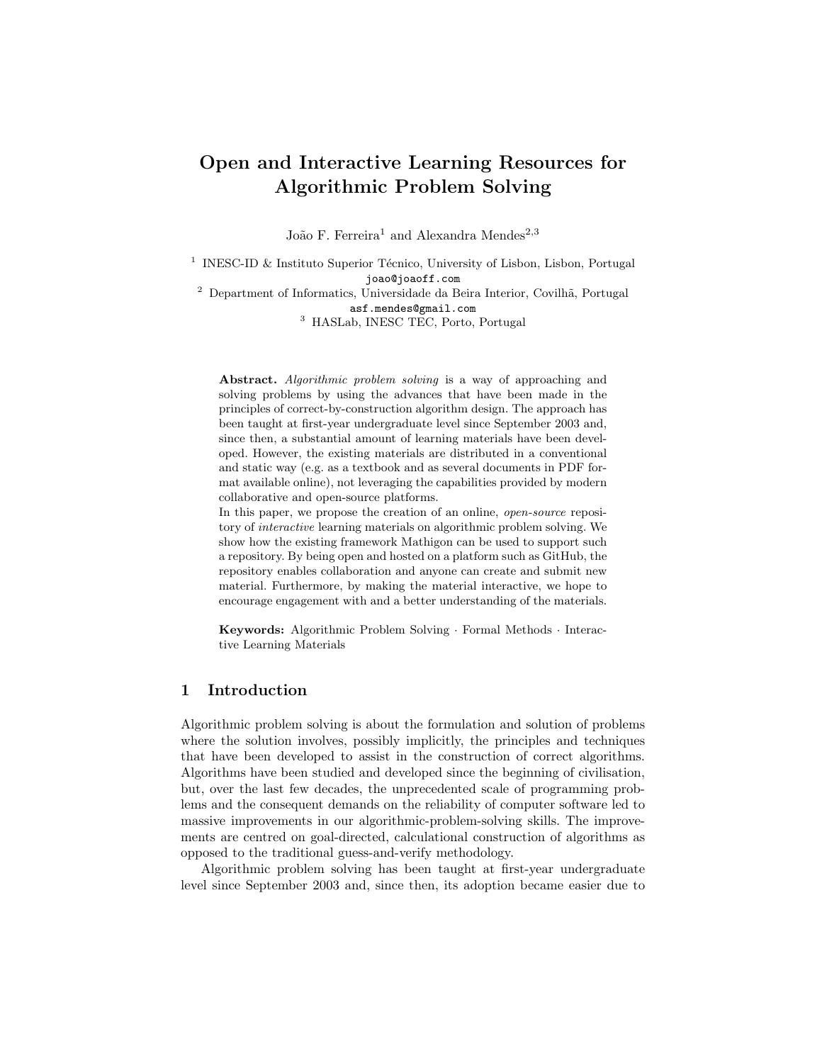# Open and Interactive Learning Resources for Algorithmic Problem Solving

João F. Ferreira[1] and Alexandra Mendes[2,3]

[1] INESC-ID & Instituto Superior Técnico, University of Lisbon, Lisbon, Portugal
joao@joaoff.com

[2] Department of Informatics, Universidade da Beira Interior, Covilhã, Portugal
asf.mendes@gmail.com

[3] HASLab, INESC TEC, Porto, Portugal

**Abstract.** *Algorithmic problem solving* is a way of approaching and solving problems by using the advances that have been made in the principles of correct-by-construction algorithm design. The approach has been taught at first-year undergraduate level since September 2003 and, since then, a substantial amount of learning materials have been developed. However, the existing materials are distributed in a conventional and static way (e.g. as a textbook and as several documents in PDF format available online), not leveraging the capabilities provided by modern collaborative and open-source platforms.

In this paper, we propose the creation of an online, *open-source* repository of *interactive* learning materials on algorithmic problem solving. We show how the existing framework Mathigon can be used to support such a repository. By being open and hosted on a platform such as GitHub, the repository enables collaboration and anyone can create and submit new material. Furthermore, by making the material interactive, we hope to encourage engagement with and a better understanding of the materials.

**Keywords:** Algorithmic Problem Solving · Formal Methods · Interactive Learning Materials

## 1 Introduction

Algorithmic problem solving is about the formulation and solution of problems where the solution involves, possibly implicitly, the principles and techniques that have been developed to assist in the construction of correct algorithms. Algorithms have been studied and developed since the beginning of civilisation, but, over the last few decades, the unprecedented scale of programming problems and the consequent demands on the reliability of computer software led to massive improvements in our algorithmic-problem-solving skills. The improvements are centred on goal-directed, calculational construction of algorithms as opposed to the traditional guess-and-verify methodology.

Algorithmic problem solving has been taught at first-year undergraduate level since September 2003 and, since then, its adoption became easier due to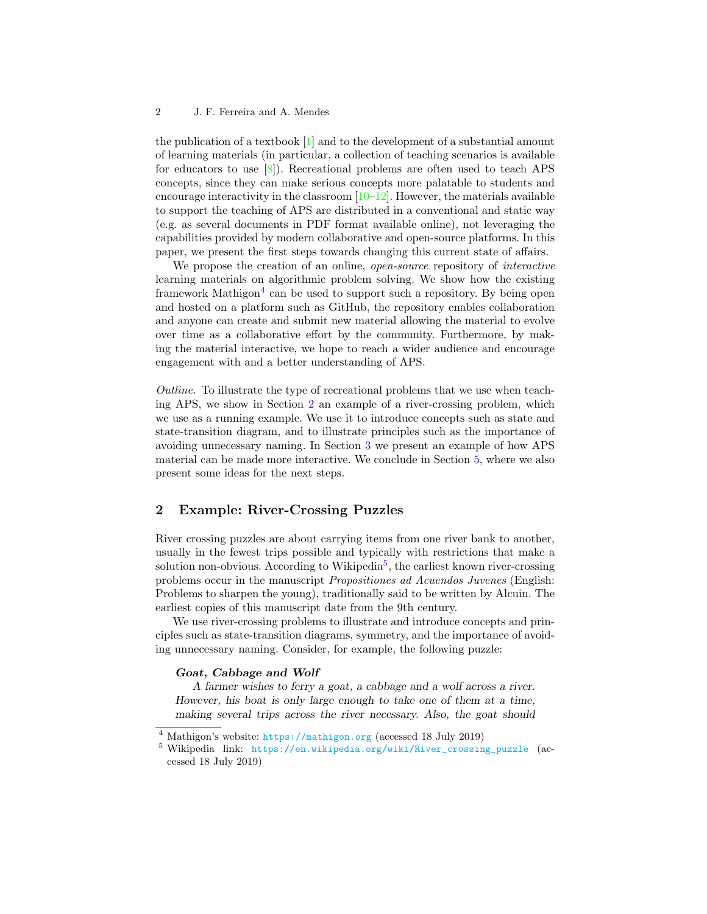the publication of a textbook [1] and to the development of a substantial amount of learning materials (in particular, a collection of teaching scenarios is available for educators to use [8]). Recreational problems are often used to teach APS concepts, since they can make serious concepts more palatable to students and encourage interactivity in the classroom [10–12]. However, the materials available to support the teaching of APS are distributed in a conventional and static way (e.g. as several documents in PDF format available online), not leveraging the capabilities provided by modern collaborative and open-source platforms. In this paper, we present the first steps towards changing this current state of affairs.

We propose the creation of an online, *open-source* repository of *interactive* learning materials on algorithmic problem solving. We show how the existing framework Mathigon[4] can be used to support such a repository. By being open and hosted on a platform such as GitHub, the repository enables collaboration and anyone can create and submit new material allowing the material to evolve over time as a collaborative effort by the community. Furthermore, by making the material interactive, we hope to reach a wider audience and encourage engagement with and a better understanding of APS.

*Outline.* To illustrate the type of recreational problems that we use when teaching APS, we show in Section 2 an example of a river-crossing problem, which we use as a running example. We use it to introduce concepts such as state and state-transition diagram, and to illustrate principles such as the importance of avoiding unnecessary naming. In Section 3 we present an example of how APS material can be made more interactive. We conclude in Section 5, where we also present some ideas for the next steps.

## 2 Example: River-Crossing Puzzles

River crossing puzzles are about carrying items from one river bank to another, usually in the fewest trips possible and typically with restrictions that make a solution non-obvious. According to Wikipedia[5], the earliest known river-crossing problems occur in the manuscript *Propositiones ad Acuendos Juvenes* (English: Problems to sharpen the young), traditionally said to be written by Alcuin. The earliest copies of this manuscript date from the 9th century.

We use river-crossing problems to illustrate and introduce concepts and principles such as state-transition diagrams, symmetry, and the importance of avoiding unnecessary naming. Consider, for example, the following puzzle:

> ***Goat, Cabbage and Wolf***
>
> *A farmer wishes to ferry a goat, a cabbage and a wolf across a river. However, his boat is only large enough to take one of them at a time, making several trips across the river necessary. Also, the goat should*

[4] Mathigon's website: https://mathigon.org (accessed 18 July 2019)

[5] Wikipedia link: https://en.wikipedia.org/wiki/River_crossing_puzzle (accessed 18 July 2019)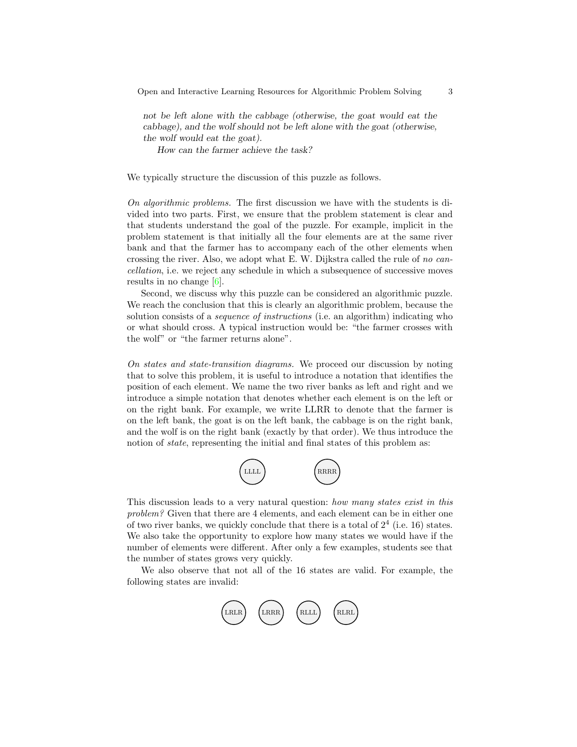*not be left alone with the cabbage (otherwise, the goat would eat the cabbage), and the wolf should not be left alone with the goat (otherwise, the wolf would eat the goat).*

*How can the farmer achieve the task?*

We typically structure the discussion of this puzzle as follows.

*On algorithmic problems.* The first discussion we have with the students is divided into two parts. First, we ensure that the problem statement is clear and that students understand the goal of the puzzle. For example, implicit in the problem statement is that initially all the four elements are at the same river bank and that the farmer has to accompany each of the other elements when crossing the river. Also, we adopt what E. W. Dijkstra called the rule of *no cancellation*, i.e. we reject any schedule in which a subsequence of successive moves results in no change [6].

Second, we discuss why this puzzle can be considered an algorithmic puzzle. We reach the conclusion that this is clearly an algorithmic problem, because the solution consists of a *sequence of instructions* (i.e. an algorithm) indicating who or what should cross. A typical instruction would be: "the farmer crosses with the wolf" or "the farmer returns alone".

*On states and state-transition diagrams.* We proceed our discussion by noting that to solve this problem, it is useful to introduce a notation that identifies the position of each element. We name the two river banks as left and right and we introduce a simple notation that denotes whether each element is on the left or on the right bank. For example, we write LLRR to denote that the farmer is on the left bank, the goat is on the left bank, the cabbage is on the right bank, and the wolf is on the right bank (exactly by that order). We thus introduce the notion of *state*, representing the initial and final states of this problem as:

LLLL RRRR

This discussion leads to a very natural question: *how many states exist in this problem?* Given that there are 4 elements, and each element can be in either one of two river banks, we quickly conclude that there is a total of $2^4$ (i.e. 16) states. We also take the opportunity to explore how many states we would have if the number of elements were different. After only a few examples, students see that the number of states grows very quickly.

We also observe that not all of the 16 states are valid. For example, the following states are invalid:

LRLR LRRR RLLL RLRL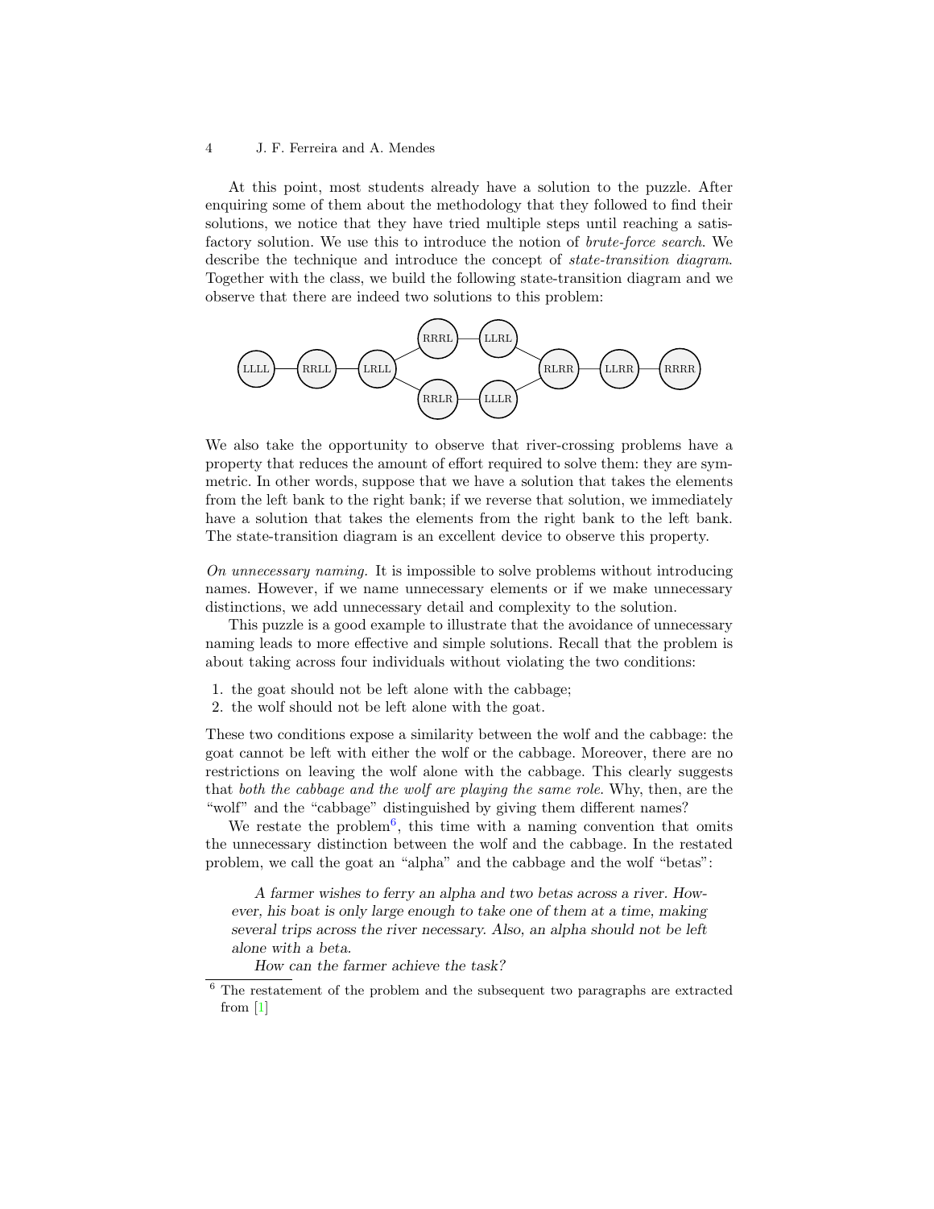At this point, most students already have a solution to the puzzle. After enquiring some of them about the methodology that they followed to find their solutions, we notice that they have tried multiple steps until reaching a satisfactory solution. We use this to introduce the notion of *brute-force search*. We describe the technique and introduce the concept of *state-transition diagram*. Together with the class, we build the following state-transition diagram and we observe that there are indeed two solutions to this problem:

RRRL LLRL

LLLL RRLL LRLL RLRR LLRR RRRR

RRLR LLLR

We also take the opportunity to observe that river-crossing problems have a property that reduces the amount of effort required to solve them: they are symmetric. In other words, suppose that we have a solution that takes the elements from the left bank to the right bank; if we reverse that solution, we immediately have a solution that takes the elements from the right bank to the left bank. The state-transition diagram is an excellent device to observe this property.

*On unnecessary naming.* It is impossible to solve problems without introducing names. However, if we name unnecessary elements or if we make unnecessary distinctions, we add unnecessary detail and complexity to the solution.

This puzzle is a good example to illustrate that the avoidance of unnecessary naming leads to more effective and simple solutions. Recall that the problem is about taking across four individuals without violating the two conditions:

1. the goat should not be left alone with the cabbage;
2. the wolf should not be left alone with the goat.

These two conditions expose a similarity between the wolf and the cabbage: the goat cannot be left with either the wolf or the cabbage. Moreover, there are no restrictions on leaving the wolf alone with the cabbage. This clearly suggests that *both the cabbage and the wolf are playing the same role*. Why, then, are the "wolf" and the "cabbage" distinguished by giving them different names?

We restate the problem[6], this time with a naming convention that omits the unnecessary distinction between the wolf and the cabbage. In the restated problem, we call the goat an "alpha" and the cabbage and the wolf "betas":

> *A farmer wishes to ferry an alpha and two betas across a river. However, his boat is only large enough to take one of them at a time, making several trips across the river necessary. Also, an alpha should not be left alone with a beta.*
>
> *How can the farmer achieve the task?*

[6] The restatement of the problem and the subsequent two paragraphs are extracted from [1]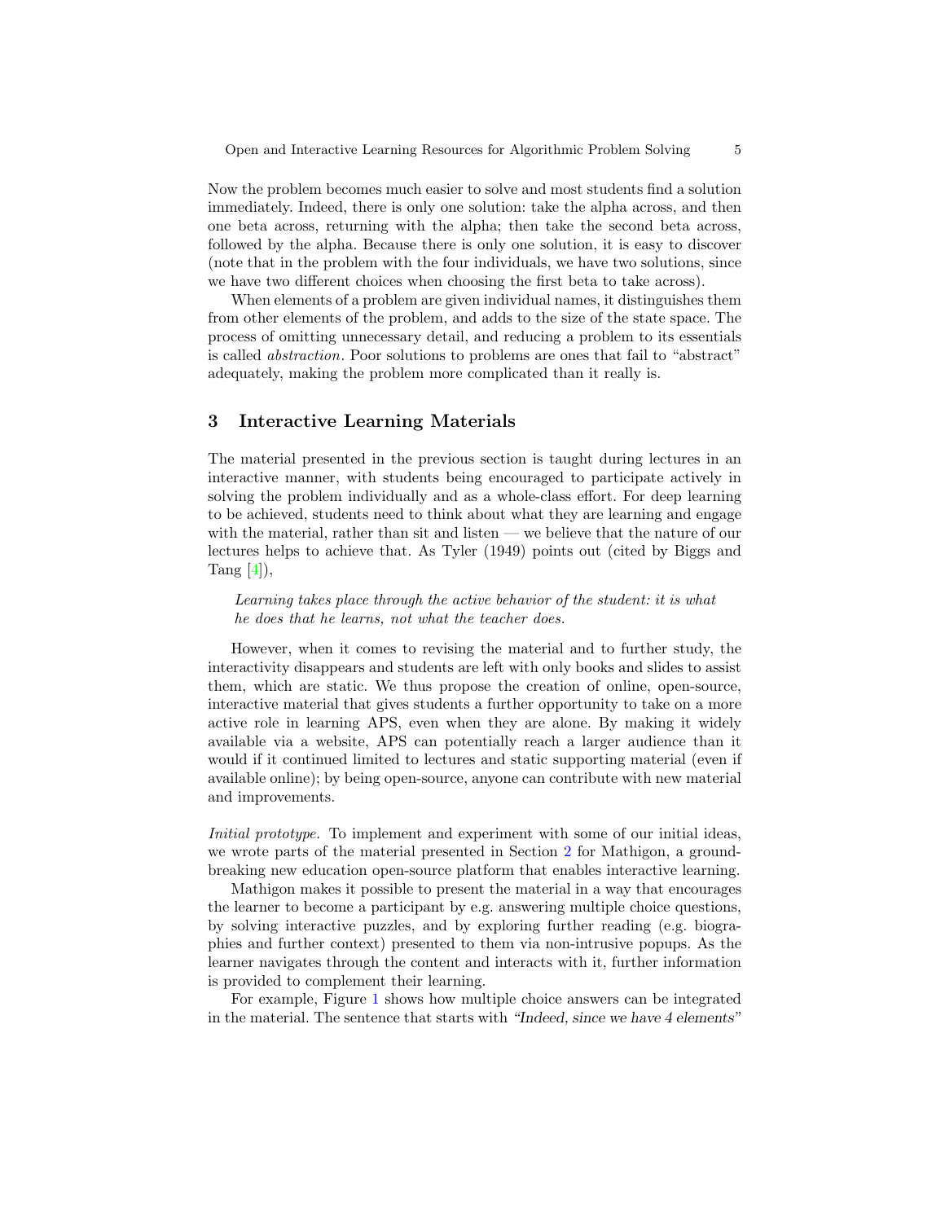Now the problem becomes much easier to solve and most students find a solution immediately. Indeed, there is only one solution: take the alpha across, and then one beta across, returning with the alpha; then take the second beta across, followed by the alpha. Because there is only one solution, it is easy to discover (note that in the problem with the four individuals, we have two solutions, since we have two different choices when choosing the first beta to take across).

When elements of a problem are given individual names, it distinguishes them from other elements of the problem, and adds to the size of the state space. The process of omitting unnecessary detail, and reducing a problem to its essentials is called *abstraction*. Poor solutions to problems are ones that fail to "abstract" adequately, making the problem more complicated than it really is.

## 3 Interactive Learning Materials

The material presented in the previous section is taught during lectures in an interactive manner, with students being encouraged to participate actively in solving the problem individually and as a whole-class effort. For deep learning to be achieved, students need to think about what they are learning and engage with the material, rather than sit and listen — we believe that the nature of our lectures helps to achieve that. As Tyler (1949) points out (cited by Biggs and Tang [4]),

> *Learning takes place through the active behavior of the student: it is what he does that he learns, not what the teacher does.*

However, when it comes to revising the material and to further study, the interactivity disappears and students are left with only books and slides to assist them, which are static. We thus propose the creation of online, open-source, interactive material that gives students a further opportunity to take on a more active role in learning APS, even when they are alone. By making it widely available via a website, APS can potentially reach a larger audience than it would if it continued limited to lectures and static supporting material (even if available online); by being open-source, anyone can contribute with new material and improvements.

*Initial prototype.* To implement and experiment with some of our initial ideas, we wrote parts of the material presented in Section 2 for Mathigon, a ground-breaking new education open-source platform that enables interactive learning.

Mathigon makes it possible to present the material in a way that encourages the learner to become a participant by e.g. answering multiple choice questions, by solving interactive puzzles, and by exploring further reading (e.g. biographies and further context) presented to them via non-intrusive popups. As the learner navigates through the content and interacts with it, further information is provided to complement their learning.

For example, Figure 1 shows how multiple choice answers can be integrated in the material. The sentence that starts with *"Indeed, since we have 4 elements"*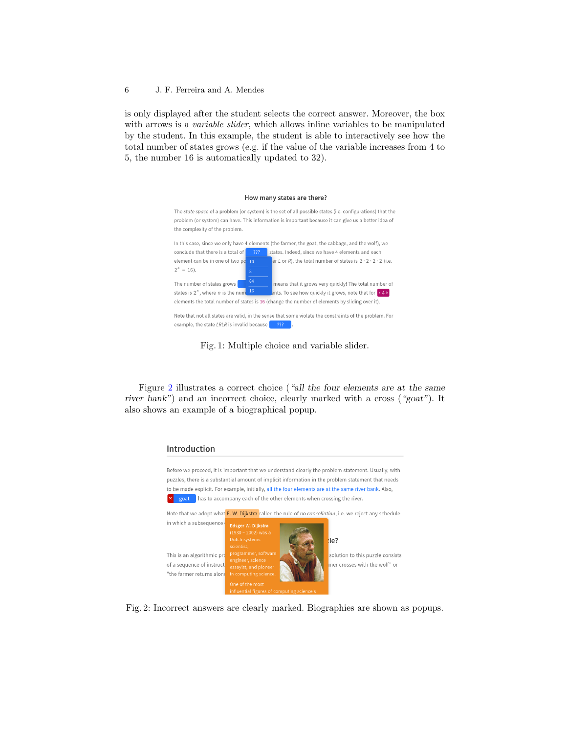is only displayed after the student selects the correct answer. Moreover, the box with arrows is a *variable slider*, which allows inline variables to be manipulated by the student. In this example, the student is able to interactively see how the total number of states grows (e.g. if the value of the variable increases from 4 to 5, the number 16 is automatically updated to 32).

Fig. 1: Multiple choice and variable slider.

Figure 2 illustrates a correct choice (*"all the four elements are at the same river bank"*) and an incorrect choice, clearly marked with a cross (*"goat"*). It also shows an example of a biographical popup.

Fig. 2: Incorrect answers are clearly marked. Biographies are shown as popups.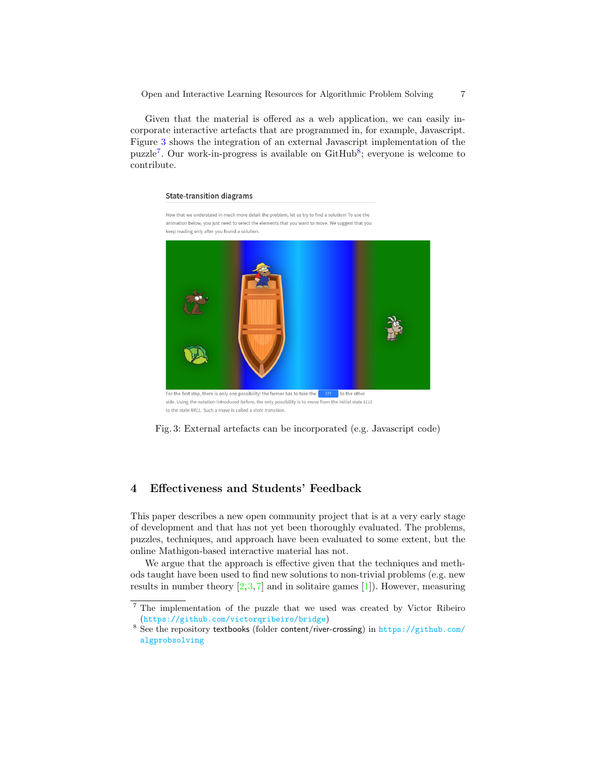Given that the material is offered as a web application, we can easily incorporate interactive artefacts that are programmed in, for example, Javascript. Figure 3 shows the integration of an external Javascript implementation of the puzzle[7]. Our work-in-progress is available on GitHub[8]; everyone is welcome to contribute.

Fig. 3: External artefacts can be incorporated (e.g. Javascript code)

## 4 Effectiveness and Students' Feedback

This paper describes a new open community project that is at a very early stage of development and that has not yet been thoroughly evaluated. The problems, puzzles, techniques, and approach have been evaluated to some extent, but the online Mathigon-based interactive material has not.

We argue that the approach is effective given that the techniques and methods taught have been used to find new solutions to non-trivial problems (e.g. new results in number theory [2,3,7] and in solitaire games [1]). However, measuring

---

[7] The implementation of the puzzle that we used was created by Victor Ribeiro (https://github.com/victorqribeiro/bridge)

[8] See the repository textbooks (folder content/river-crossing) in https://github.com/algprobsolving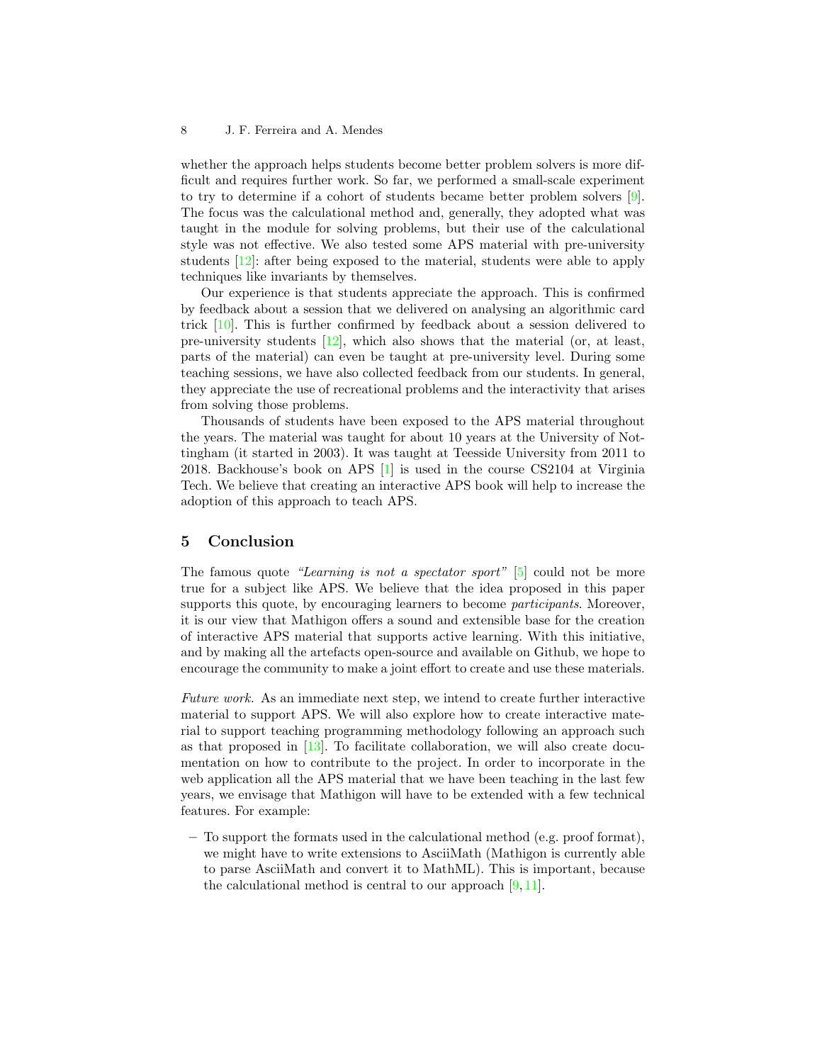whether the approach helps students become better problem solvers is more difficult and requires further work. So far, we performed a small-scale experiment to try to determine if a cohort of students became better problem solvers [9]. The focus was the calculational method and, generally, they adopted what was taught in the module for solving problems, but their use of the calculational style was not effective. We also tested some APS material with pre-university students [12]: after being exposed to the material, students were able to apply techniques like invariants by themselves.

Our experience is that students appreciate the approach. This is confirmed by feedback about a session that we delivered on analysing an algorithmic card trick [10]. This is further confirmed by feedback about a session delivered to pre-university students [12], which also shows that the material (or, at least, parts of the material) can even be taught at pre-university level. During some teaching sessions, we have also collected feedback from our students. In general, they appreciate the use of recreational problems and the interactivity that arises from solving those problems.

Thousands of students have been exposed to the APS material throughout the years. The material was taught for about 10 years at the University of Nottingham (it started in 2003). It was taught at Teesside University from 2011 to 2018. Backhouse's book on APS [1] is used in the course CS2104 at Virginia Tech. We believe that creating an interactive APS book will help to increase the adoption of this approach to teach APS.

## 5 Conclusion

The famous quote *"Learning is not a spectator sport"* [5] could not be more true for a subject like APS. We believe that the idea proposed in this paper supports this quote, by encouraging learners to become *participants*. Moreover, it is our view that Mathigon offers a sound and extensible base for the creation of interactive APS material that supports active learning. With this initiative, and by making all the artefacts open-source and available on Github, we hope to encourage the community to make a joint effort to create and use these materials.

*Future work.* As an immediate next step, we intend to create further interactive material to support APS. We will also explore how to create interactive material to support teaching programming methodology following an approach such as that proposed in [13]. To facilitate collaboration, we will also create documentation on how to contribute to the project. In order to incorporate in the web application all the APS material that we have been teaching in the last few years, we envisage that Mathigon will have to be extended with a few technical features. For example:

- To support the formats used in the calculational method (e.g. proof format), we might have to write extensions to AsciiMath (Mathigon is currently able to parse AsciiMath and convert it to MathML). This is important, because the calculational method is central to our approach [9,11].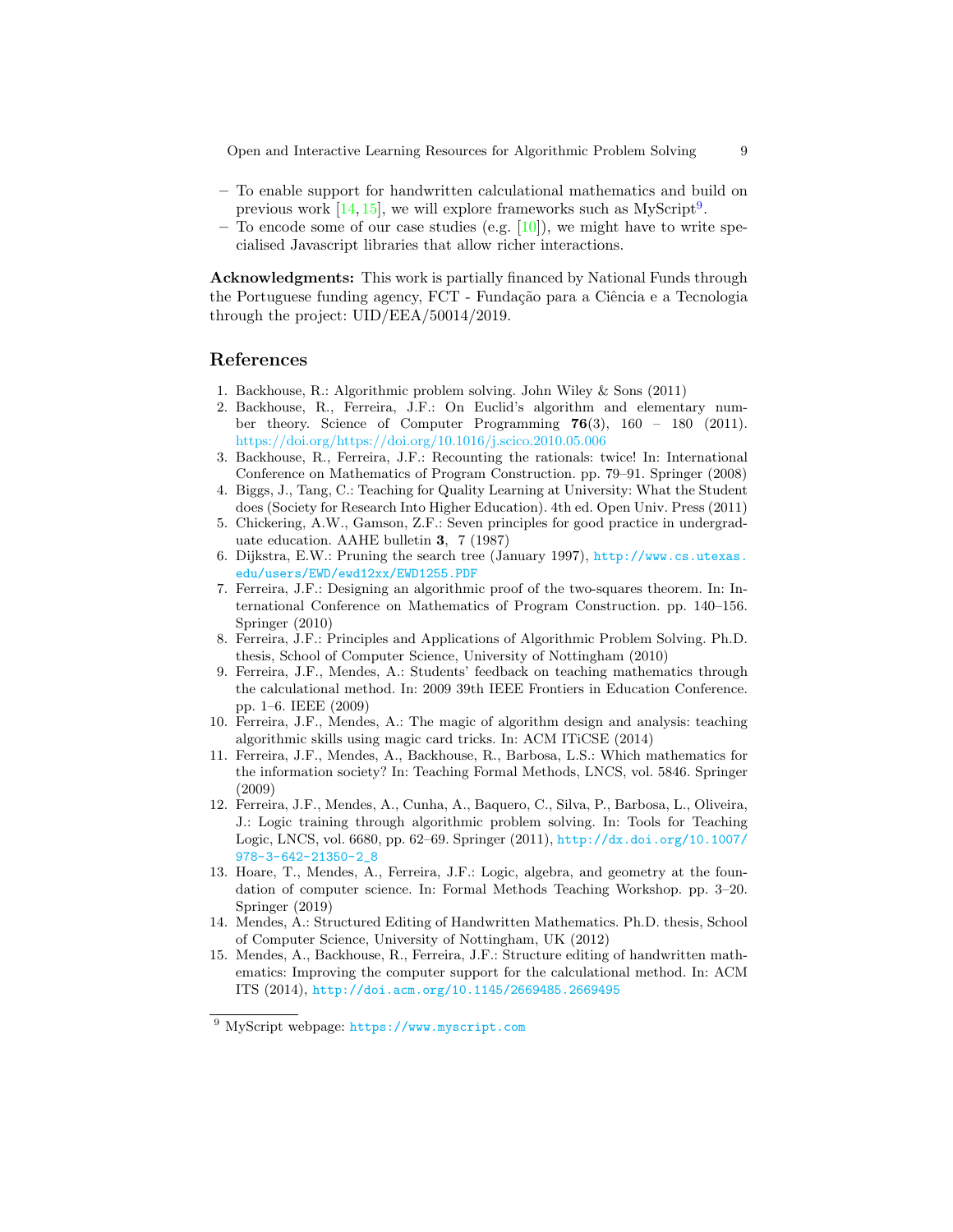- To enable support for handwritten calculational mathematics and build on previous work [14, 15], we will explore frameworks such as MyScript[9].
- To encode some of our case studies (e.g. [10]), we might have to write specialised Javascript libraries that allow richer interactions.

**Acknowledgments:** This work is partially financed by National Funds through the Portuguese funding agency, FCT - Fundação para a Ciência e a Tecnologia through the project: UID/EEA/50014/2019.

## References

1. Backhouse, R.: Algorithmic problem solving. John Wiley & Sons (2011)
2. Backhouse, R., Ferreira, J.F.: On Euclid's algorithm and elementary number theory. Science of Computer Programming **76**(3), 160 – 180 (2011). https://doi.org/https://doi.org/10.1016/j.scico.2010.05.006
3. Backhouse, R., Ferreira, J.F.: Recounting the rationals: twice! In: International Conference on Mathematics of Program Construction. pp. 79–91. Springer (2008)
4. Biggs, J., Tang, C.: Teaching for Quality Learning at University: What the Student does (Society for Research Into Higher Education). 4th ed. Open Univ. Press (2011)
5. Chickering, A.W., Gamson, Z.F.: Seven principles for good practice in undergraduate education. AAHE bulletin **3**, 7 (1987)
6. Dijkstra, E.W.: Pruning the search tree (January 1997), http://www.cs.utexas.edu/users/EWD/ewd12xx/EWD1255.PDF
7. Ferreira, J.F.: Designing an algorithmic proof of the two-squares theorem. In: International Conference on Mathematics of Program Construction. pp. 140–156. Springer (2010)
8. Ferreira, J.F.: Principles and Applications of Algorithmic Problem Solving. Ph.D. thesis, School of Computer Science, University of Nottingham (2010)
9. Ferreira, J.F., Mendes, A.: Students' feedback on teaching mathematics through the calculational method. In: 2009 39th IEEE Frontiers in Education Conference. pp. 1–6. IEEE (2009)
10. Ferreira, J.F., Mendes, A.: The magic of algorithm design and analysis: teaching algorithmic skills using magic card tricks. In: ACM ITiCSE (2014)
11. Ferreira, J.F., Mendes, A., Backhouse, R., Barbosa, L.S.: Which mathematics for the information society? In: Teaching Formal Methods, LNCS, vol. 5846. Springer (2009)
12. Ferreira, J.F., Mendes, A., Cunha, A., Baquero, C., Silva, P., Barbosa, L., Oliveira, J.: Logic training through algorithmic problem solving. In: Tools for Teaching Logic, LNCS, vol. 6680, pp. 62–69. Springer (2011), http://dx.doi.org/10.1007/978-3-642-21350-2_8
13. Hoare, T., Mendes, A., Ferreira, J.F.: Logic, algebra, and geometry at the foundation of computer science. In: Formal Methods Teaching Workshop. pp. 3–20. Springer (2019)
14. Mendes, A.: Structured Editing of Handwritten Mathematics. Ph.D. thesis, School of Computer Science, University of Nottingham, UK (2012)
15. Mendes, A., Backhouse, R., Ferreira, J.F.: Structure editing of handwritten mathematics: Improving the computer support for the calculational method. In: ACM ITS (2014), http://doi.acm.org/10.1145/2669485.2669495

[9] MyScript webpage: https://www.myscript.com